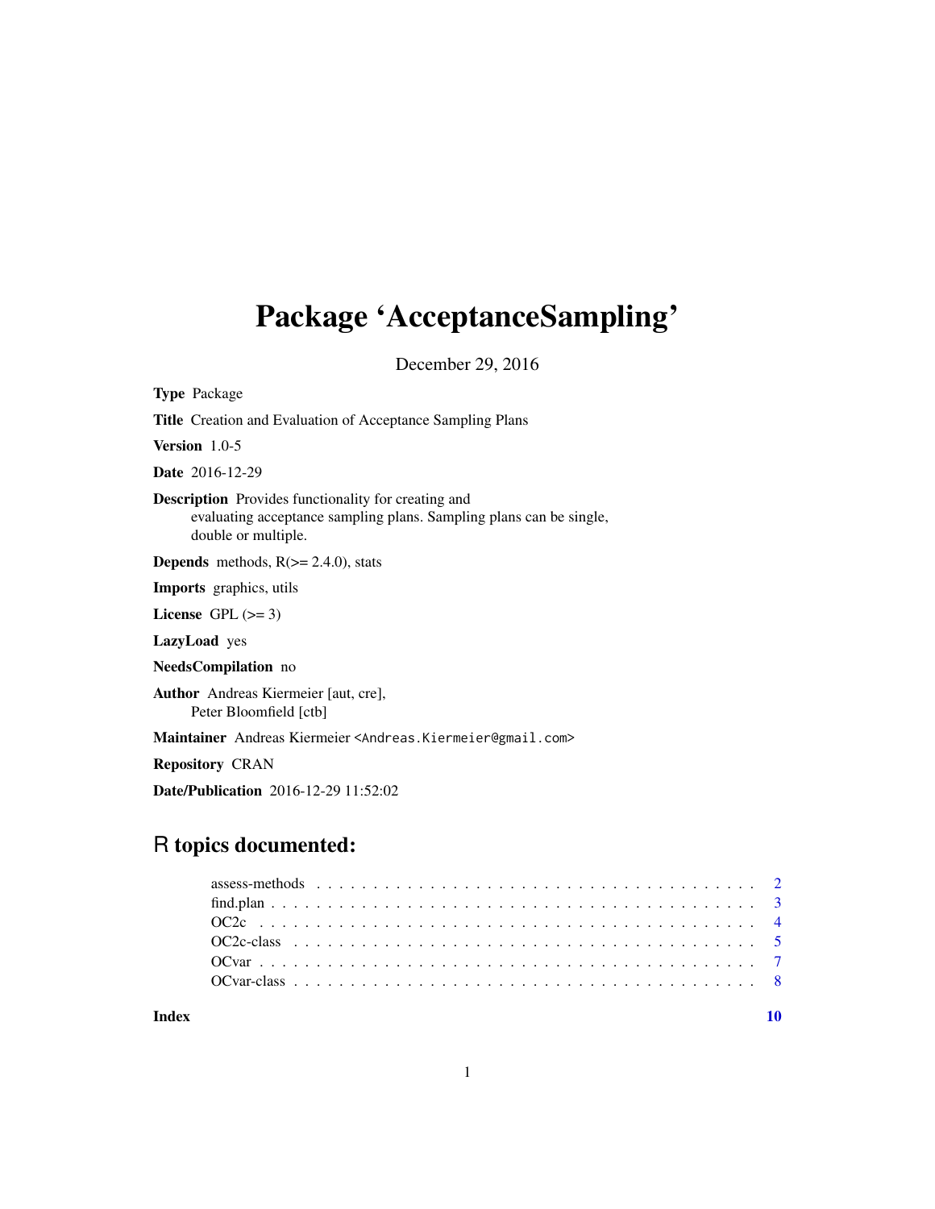# Package 'AcceptanceSampling'

December 29, 2016

**Type** Package

**Title** Creation and Evaluation of Acceptance Sampling Plans

**Version** 1.0-5

**Date** 2016-12-29

**Description** Provides functionality for creating and evaluating acceptance sampling plans. Sampling plans can be single, double or multiple.

**Depends** methods, R(>= 2.4.0), stats

**Imports** graphics, utils

**License** GPL (>= 3)

**LazyLoad** yes

**NeedsCompilation** no

**Author** Andreas Kiermeier [aut, cre], Peter Bloomfield [ctb]

**Maintainer** Andreas Kiermeier <Andreas.Kiermeier@gmail.com>

**Repository** CRAN

**Date/Publication** 2016-12-29 11:52:02

## R topics documented:

- assess-methods . . . . . . . . . . . . . . . . . . . . . . . . . . . . . . . . . . . . . . 2
- find.plan . . . . . . . . . . . . . . . . . . . . . . . . . . . . . . . . . . . . . . . . . 3
- OC2c . . . . . . . . . . . . . . . . . . . . . . . . . . . . . . . . . . . . . . . . . . . 4
- OC2c-class . . . . . . . . . . . . . . . . . . . . . . . . . . . . . . . . . . . . . . . . 5
- OCvar . . . . . . . . . . . . . . . . . . . . . . . . . . . . . . . . . . . . . . . . . . . 7
- OCvar-class . . . . . . . . . . . . . . . . . . . . . . . . . . . . . . . . . . . . . . . 8

**Index** 10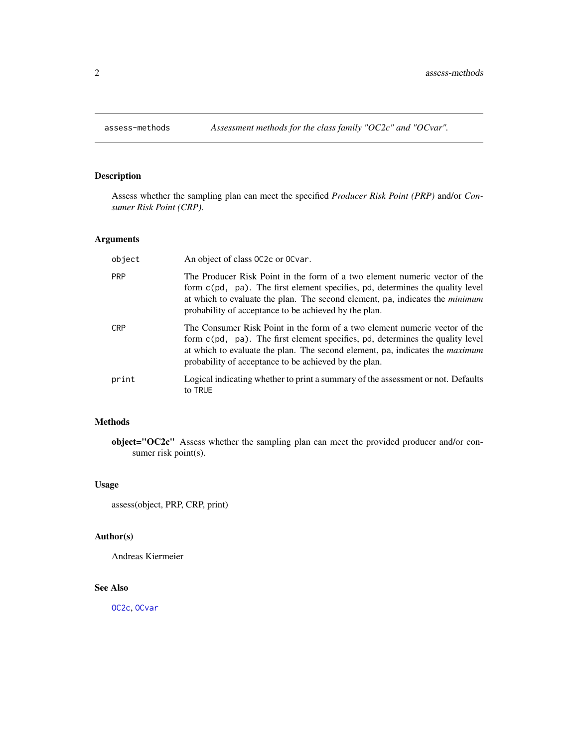assess-methods *Assessment methods for the class family "OC2c" and "OCvar".*

## Description

Assess whether the sampling plan can meet the specified *Producer Risk Point (PRP)* and/or *Consumer Risk Point (CRP)*.

## Arguments

| | |
|---|---|
| `object` | An object of class `OC2c` or `OCvar`. |
| `PRP` | The Producer Risk Point in the form of a two element numeric vector of the form `c(pd, pa)`. The first element specifies, `pd`, determines the quality level at which to evaluate the plan. The second element, `pa`, indicates the *minimum* probability of acceptance to be achieved by the plan. |
| `CRP` | The Consumer Risk Point in the form of a two element numeric vector of the form `c(pd, pa)`. The first element specifies, `pd`, determines the quality level at which to evaluate the plan. The second element, `pa`, indicates the *maximum* probability of acceptance to be achieved by the plan. |
| `print` | Logical indicating whether to print a summary of the assessment or not. Defaults to `TRUE` |

## Methods

**object="OC2c"** Assess whether the sampling plan can meet the provided producer and/or consumer risk point(s).

## Usage

assess(object, PRP, CRP, print)

## Author(s)

Andreas Kiermeier

## See Also

`OC2c`, `OCvar`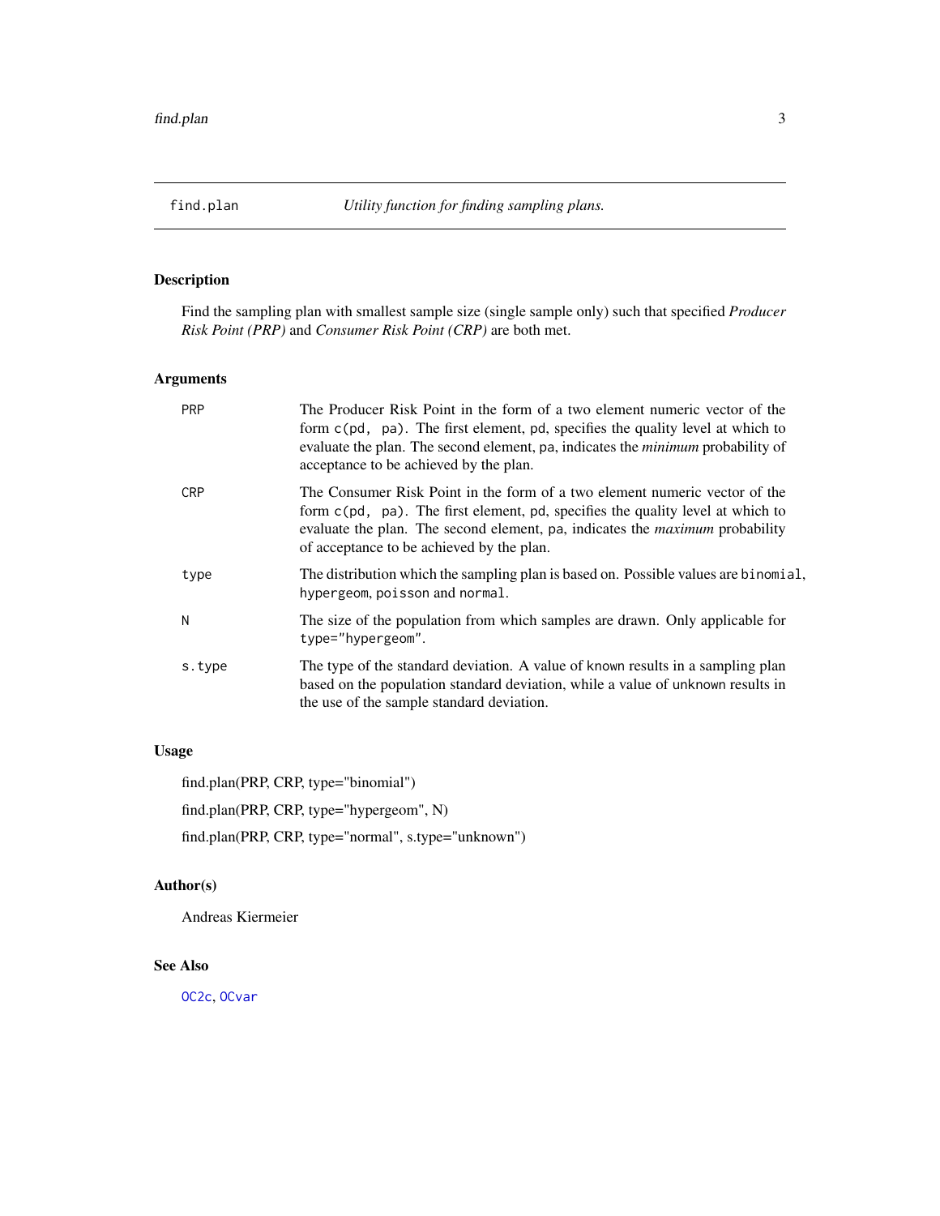# find.plan *Utility function for finding sampling plans.*

## Description

Find the sampling plan with smallest sample size (single sample only) such that specified *Producer Risk Point (PRP)* and *Consumer Risk Point (CRP)* are both met.

## Arguments

| | |
|---|---|
| PRP | The Producer Risk Point in the form of a two element numeric vector of the form `c(pd, pa)`. The first element, `pd`, specifies the quality level at which to evaluate the plan. The second element, `pa`, indicates the *minimum* probability of acceptance to be achieved by the plan. |
| CRP | The Consumer Risk Point in the form of a two element numeric vector of the form `c(pd, pa)`. The first element, `pd`, specifies the quality level at which to evaluate the plan. The second element, `pa`, indicates the *maximum* probability of acceptance to be achieved by the plan. |
| type | The distribution which the sampling plan is based on. Possible values are `binomial`, `hypergeom`, `poisson` and `normal`. |
| N | The size of the population from which samples are drawn. Only applicable for `type="hypergeom"`. |
| s.type | The type of the standard deviation. A value of `known` results in a sampling plan based on the population standard deviation, while a value of `unknown` results in the use of the sample standard deviation. |

## Usage

```
find.plan(PRP, CRP, type="binomial")
find.plan(PRP, CRP, type="hypergeom", N)
find.plan(PRP, CRP, type="normal", s.type="unknown")
```

## Author(s)

Andreas Kiermeier

## See Also

`OC2c`, `OCvar`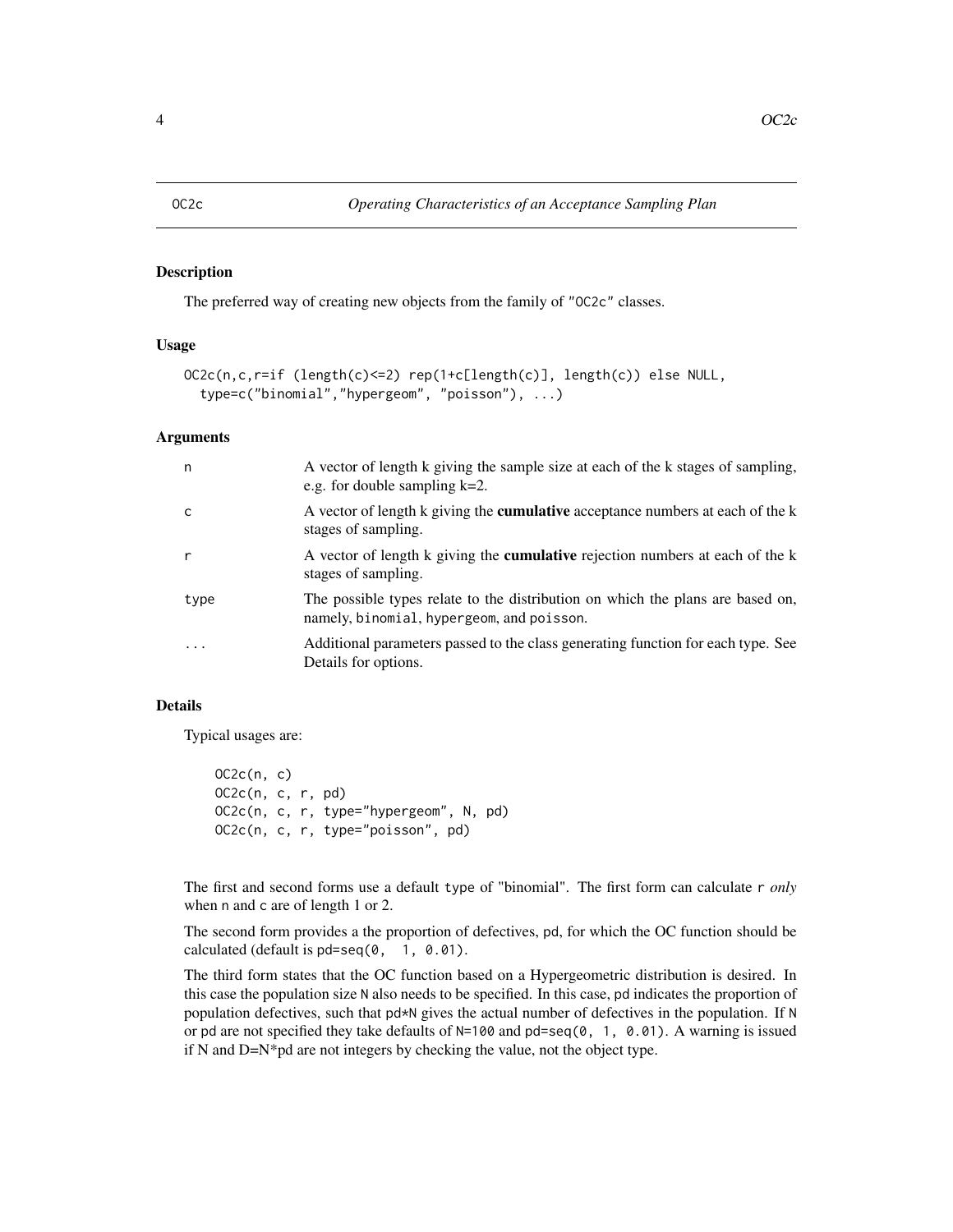OC2c *Operating Characteristics of an Acceptance Sampling Plan*

## Description

The preferred way of creating new objects from the family of "OC2c" classes.

## Usage

```
OC2c(n,c,r=if (length(c)<=2) rep(1+c[length(c)], length(c)) else NULL,
  type=c("binomial","hypergeom", "poisson"), ...)
```

## Arguments

| | |
|---|---|
| n | A vector of length k giving the sample size at each of the k stages of sampling, e.g. for double sampling k=2. |
| c | A vector of length k giving the **cumulative** acceptance numbers at each of the k stages of sampling. |
| r | A vector of length k giving the **cumulative** rejection numbers at each of the k stages of sampling. |
| type | The possible types relate to the distribution on which the plans are based on, namely, binomial, hypergeom, and poisson. |
| ... | Additional parameters passed to the class generating function for each type. See Details for options. |

## Details

Typical usages are:

```
OC2c(n, c)
OC2c(n, c, r, pd)
OC2c(n, c, r, type="hypergeom", N, pd)
OC2c(n, c, r, type="poisson", pd)
```

The first and second forms use a default type of "binomial". The first form can calculate r *only* when n and c are of length 1 or 2.

The second form provides a the proportion of defectives, pd, for which the OC function should be calculated (default is pd=seq(0, 1, 0.01).

The third form states that the OC function based on a Hypergeometric distribution is desired. In this case the population size N also needs to be specified. In this case, pd indicates the proportion of population defectives, such that pd*N gives the actual number of defectives in the population. If N or pd are not specified they take defaults of N=100 and pd=seq(0, 1, 0.01). A warning is issued if N and D=N*pd are not integers by checking the value, not the object type.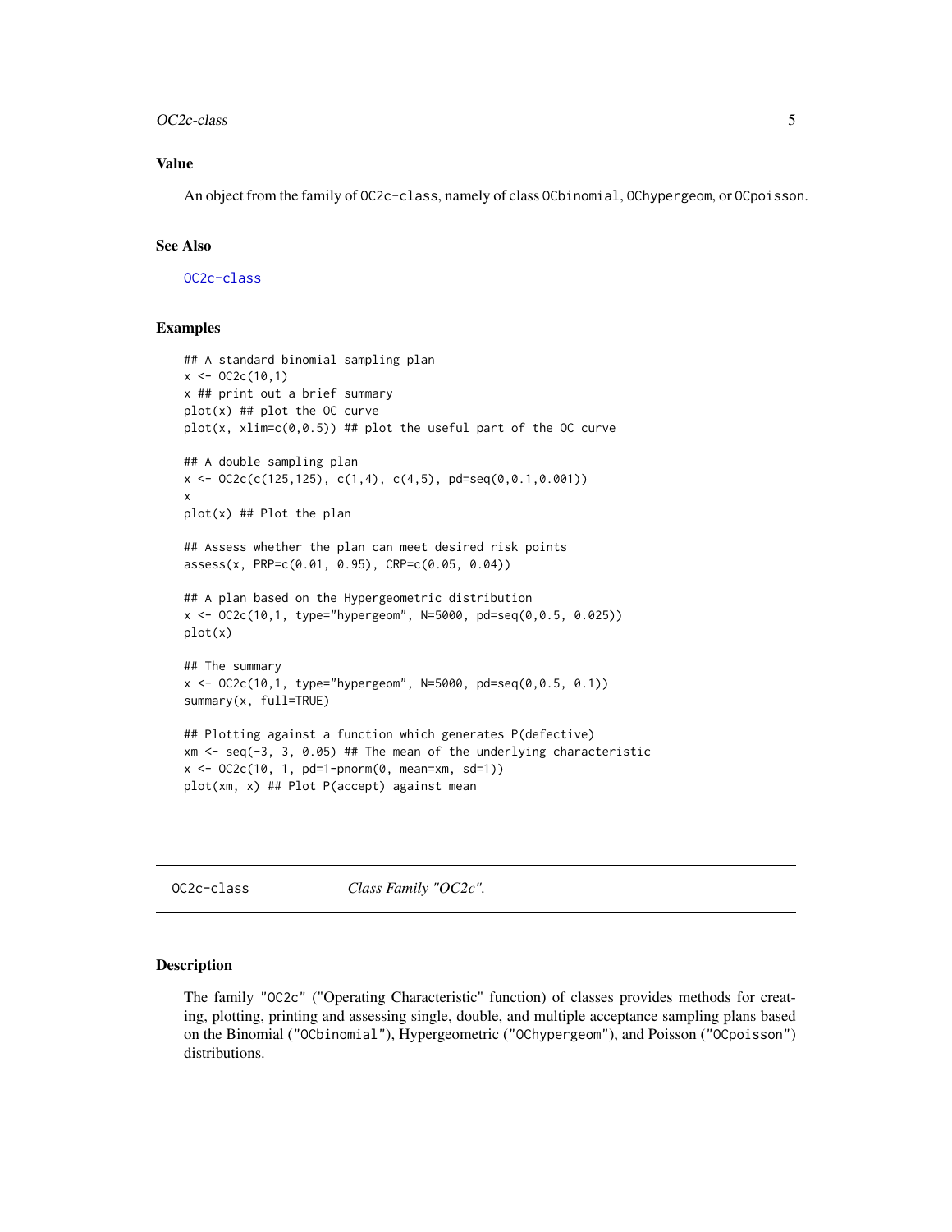### Value

An object from the family of `OC2c-class`, namely of class `OCbinomial`, `OChypergeom`, or `OCpoisson`.

### See Also

`OC2c-class`

### Examples

```
## A standard binomial sampling plan
x <- OC2c(10,1)
x ## print out a brief summary
plot(x) ## plot the OC curve
plot(x, xlim=c(0,0.5)) ## plot the useful part of the OC curve

## A double sampling plan
x <- OC2c(c(125,125), c(1,4), c(4,5), pd=seq(0,0.1,0.001))
x
plot(x) ## Plot the plan

## Assess whether the plan can meet desired risk points
assess(x, PRP=c(0.01, 0.95), CRP=c(0.05, 0.04))

## A plan based on the Hypergeometric distribution
x <- OC2c(10,1, type="hypergeom", N=5000, pd=seq(0,0.5, 0.025))
plot(x)

## The summary
x <- OC2c(10,1, type="hypergeom", N=5000, pd=seq(0,0.5, 0.1))
summary(x, full=TRUE)

## Plotting against a function which generates P(defective)
xm <- seq(-3, 3, 0.05) ## The mean of the underlying characteristic
x <- OC2c(10, 1, pd=1-pnorm(0, mean=xm, sd=1))
plot(xm, x) ## Plot P(accept) against mean
```

---

## OC2c-class — *Class Family "OC2c".*

### Description

The family `"OC2c"` ("Operating Characteristic" function) of classes provides methods for creating, plotting, printing and assessing single, double, and multiple acceptance sampling plans based on the Binomial (`"OCbinomial"`), Hypergeometric (`"OChypergeom"`), and Poisson (`"OCpoisson"`) distributions.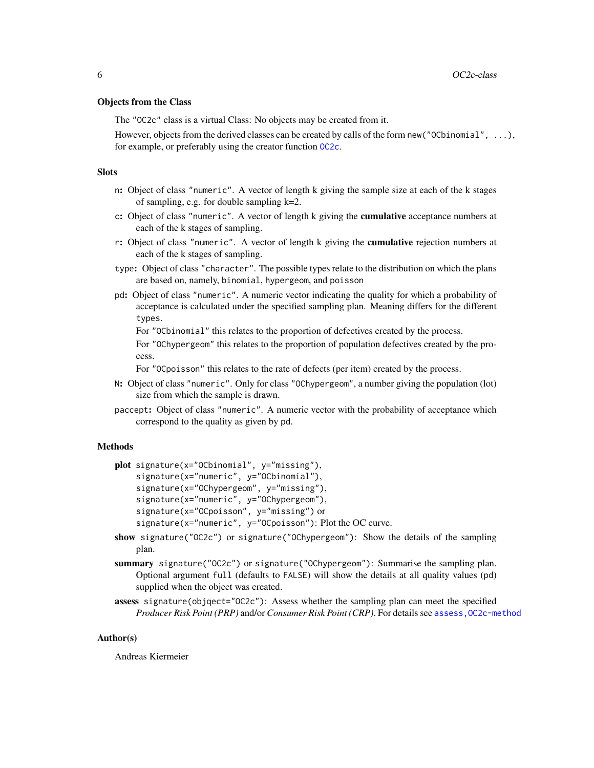### Objects from the Class

The `"OC2c"` class is a virtual Class: No objects may be created from it.

However, objects from the derived classes can be created by calls of the form `new("OCbinomial", ...)`, for example, or preferably using the creator function `OC2c`.

### Slots

- `n`: Object of class `"numeric"`. A vector of length k giving the sample size at each of the k stages of sampling, e.g. for double sampling k=2.
- `c`: Object of class `"numeric"`. A vector of length k giving the **cumulative** acceptance numbers at each of the k stages of sampling.
- `r`: Object of class `"numeric"`. A vector of length k giving the **cumulative** rejection numbers at each of the k stages of sampling.
- `type`: Object of class `"character"`. The possible types relate to the distribution on which the plans are based on, namely, `binomial`, `hypergeom`, and `poisson`
- `pd`: Object of class `"numeric"`. A numeric vector indicating the quality for which a probability of acceptance is calculated under the specified sampling plan. Meaning differs for the different `types`.

  For `"OCbinomial"` this relates to the proportion of defectives created by the process.

  For `"OChypergeom"` this relates to the proportion of population defectives created by the process.

  For `"OCpoisson"` this relates to the rate of defects (per item) created by the process.
- `N`: Object of class `"numeric"`. Only for class `"OChypergeom"`, a number giving the population (lot) size from which the sample is drawn.
- `paccept`: Object of class `"numeric"`. A numeric vector with the probability of acceptance which correspond to the quality as given by `pd`.

### Methods

- **plot** `signature(x="OCbinomial", y="missing")`,
  `signature(x="numeric", y="OCbinomial")`,
  `signature(x="OChypergeom", y="missing")`,
  `signature(x="numeric", y="OChypergeom")`,
  `signature(x="OCpoisson", y="missing")` or
  `signature(x="numeric", y="OCpoisson")`: Plot the OC curve.
- **show** `signature("OC2c")` or `signature("OChypergeom")`: Show the details of the sampling plan.
- **summary** `signature("OC2c")` or `signature("OChypergeom")`: Summarise the sampling plan. Optional argument `full` (defaults to `FALSE`) will show the details at all quality values (`pd`) supplied when the object was created.
- **assess** `signature(objqect="OC2c")`: Assess whether the sampling plan can meet the specified *Producer Risk Point (PRP)* and/or *Consumer Risk Point (CRP)*. For details see `assess,OC2c-method`

### Author(s)

Andreas Kiermeier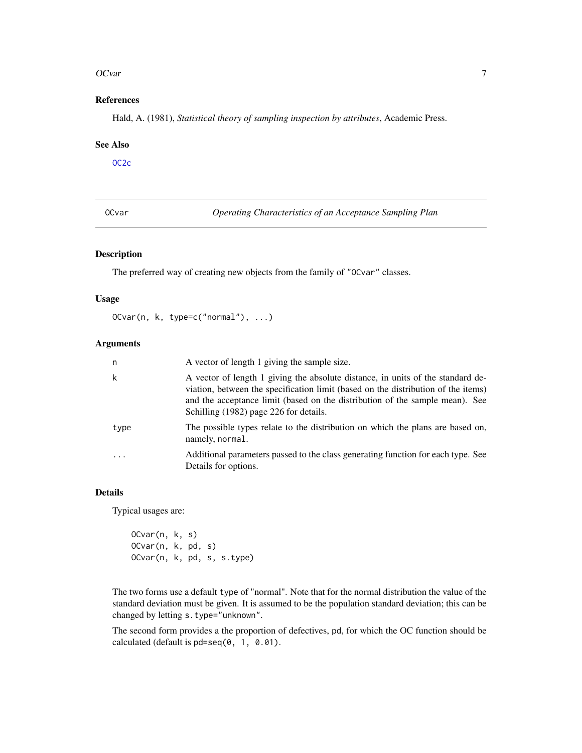## References

Hald, A. (1981), *Statistical theory of sampling inspection by attributes*, Academic Press.

## See Also

OC2c

---

# OCvar — *Operating Characteristics of an Acceptance Sampling Plan*

---

## Description

The preferred way of creating new objects from the family of "OCvar" classes.

## Usage

```
OCvar(n, k, type=c("normal"), ...)
```

## Arguments

| | |
|---|---|
| n | A vector of length 1 giving the sample size. |
| k | A vector of length 1 giving the absolute distance, in units of the standard deviation, between the specification limit (based on the distribution of the items) and the acceptance limit (based on the distribution of the sample mean). See Schilling (1982) page 226 for details. |
| type | The possible types relate to the distribution on which the plans are based on, namely, normal. |
| ... | Additional parameters passed to the class generating function for each type. See Details for options. |

## Details

Typical usages are:

```
OCvar(n, k, s)
OCvar(n, k, pd, s)
OCvar(n, k, pd, s, s.type)
```

The two forms use a default type of "normal". Note that for the normal distribution the value of the standard deviation must be given. It is assumed to be the population standard deviation; this can be changed by letting s.type="unknown".

The second form provides a the proportion of defectives, pd, for which the OC function should be calculated (default is pd=seq(0, 1, 0.01).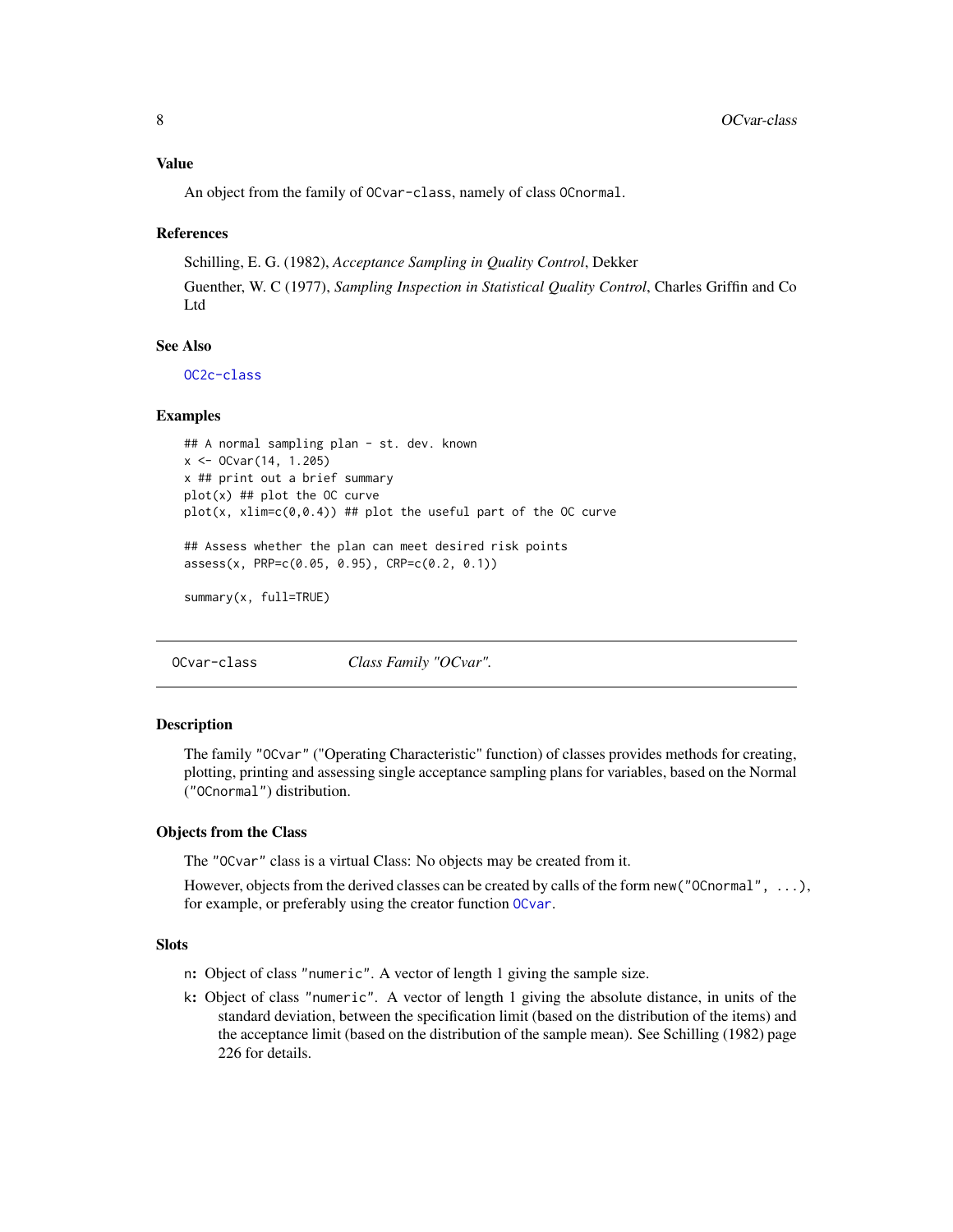### Value

An object from the family of `OCvar-class`, namely of class `OCnormal`.

### References

Schilling, E. G. (1982), *Acceptance Sampling in Quality Control*, Dekker

Guenther, W. C (1977), *Sampling Inspection in Statistical Quality Control*, Charles Griffin and Co Ltd

### See Also

`OC2c-class`

### Examples

```
## A normal sampling plan - st. dev. known
x <- OCvar(14, 1.205)
x ## print out a brief summary
plot(x) ## plot the OC curve
plot(x, xlim=c(0,0.4)) ## plot the useful part of the OC curve

## Assess whether the plan can meet desired risk points
assess(x, PRP=c(0.05, 0.95), CRP=c(0.2, 0.1))

summary(x, full=TRUE)
```

---

## OCvar-class — *Class Family "OCvar".*

---

### Description

The family `"OCvar"` ("Operating Characteristic" function) of classes provides methods for creating, plotting, printing and assessing single acceptance sampling plans for variables, based on the Normal (`"OCnormal"`) distribution.

### Objects from the Class

The `"OCvar"` class is a virtual Class: No objects may be created from it.

However, objects from the derived classes can be created by calls of the form `new("OCnormal", ...)`, for example, or preferably using the creator function `OCvar`.

### Slots

- **`n`**: Object of class `"numeric"`. A vector of length 1 giving the sample size.
- **`k`**: Object of class `"numeric"`. A vector of length 1 giving the absolute distance, in units of the standard deviation, between the specification limit (based on the distribution of the items) and the acceptance limit (based on the distribution of the sample mean). See Schilling (1982) page 226 for details.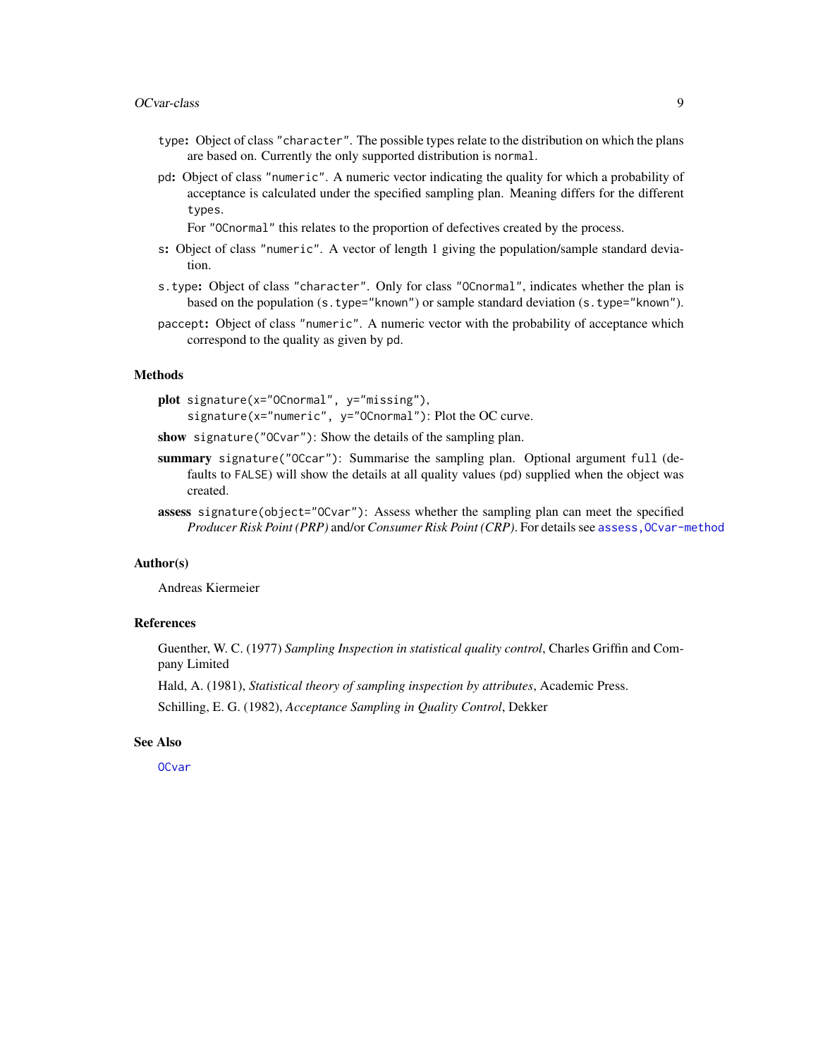- `type`: Object of class `"character"`. The possible types relate to the distribution on which the plans are based on. Currently the only supported distribution is `normal`.
- `pd`: Object of class `"numeric"`. A numeric vector indicating the quality for which a probability of acceptance is calculated under the specified sampling plan. Meaning differs for the different `types`.

  For `"OCnormal"` this relates to the proportion of defectives created by the process.
- `s`: Object of class `"numeric"`. A vector of length 1 giving the population/sample standard deviation.
- `s.type`: Object of class `"character"`. Only for class `"OCnormal"`, indicates whether the plan is based on the population (`s.type="known"`) or sample standard deviation (`s.type="known"`).
- `paccept`: Object of class `"numeric"`. A numeric vector with the probability of acceptance which correspond to the quality as given by `pd`.

## Methods

- **plot** `signature(x="OCnormal", y="missing")`,
  `signature(x="numeric", y="OCnormal")`: Plot the OC curve.
- **show** `signature("OCvar")`: Show the details of the sampling plan.
- **summary** `signature("OCcar")`: Summarise the sampling plan. Optional argument `full` (defaults to `FALSE`) will show the details at all quality values (`pd`) supplied when the object was created.
- **assess** `signature(object="OCvar")`: Assess whether the sampling plan can meet the specified *Producer Risk Point (PRP)* and/or *Consumer Risk Point (CRP)*. For details see `assess,OCvar-method`

## Author(s)

Andreas Kiermeier

## References

Guenther, W. C. (1977) *Sampling Inspection in statistical quality control*, Charles Griffin and Company Limited

Hald, A. (1981), *Statistical theory of sampling inspection by attributes*, Academic Press.

Schilling, E. G. (1982), *Acceptance Sampling in Quality Control*, Dekker

## See Also

`OCvar`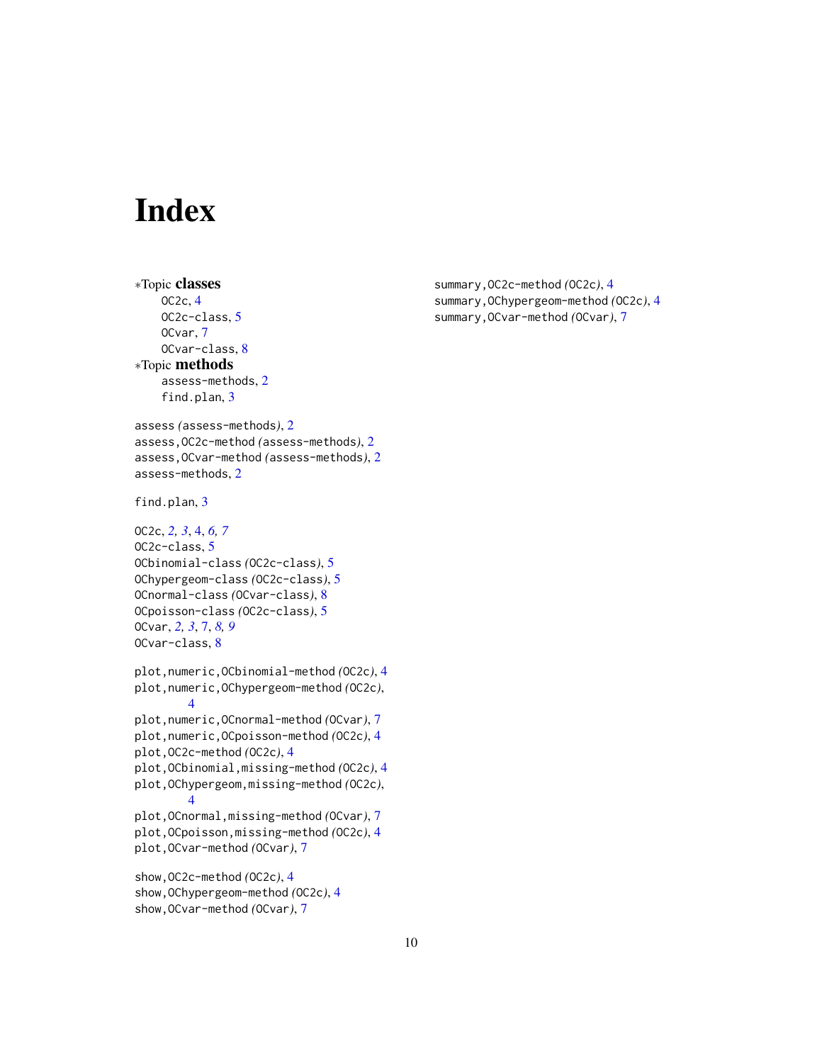# Index

∗Topic **classes**
- OC2c, 4
- OC2c-class, 5
- OCvar, 7
- OCvar-class, 8

∗Topic **methods**
- assess-methods, 2
- find.plan, 3

assess *(*assess-methods*)*, 2
assess,OC2c-method *(*assess-methods*)*, 2
assess,OCvar-method *(*assess-methods*)*, 2
assess-methods, 2

find.plan, 3

OC2c, *2, 3*, 4, *6, 7*
OC2c-class, 5
OCbinomial-class *(*OC2c-class*)*, 5
OChypergeom-class *(*OC2c-class*)*, 5
OCnormal-class *(*OCvar-class*)*, 8
OCpoisson-class *(*OC2c-class*)*, 5
OCvar, *2, 3*, 7, *8, 9*
OCvar-class, 8

plot,numeric,OCbinomial-method *(*OC2c*)*, 4
plot,numeric,OChypergeom-method *(*OC2c*)*, 4
plot,numeric,OCnormal-method *(*OCvar*)*, 7
plot,numeric,OCpoisson-method *(*OC2c*)*, 4
plot,OC2c-method *(*OC2c*)*, 4
plot,OCbinomial,missing-method *(*OC2c*)*, 4
plot,OChypergeom,missing-method *(*OC2c*)*, 4
plot,OCnormal,missing-method *(*OCvar*)*, 7
plot,OCpoisson,missing-method *(*OC2c*)*, 4
plot,OCvar-method *(*OCvar*)*, 7

show,OC2c-method *(*OC2c*)*, 4
show,OChypergeom-method *(*OC2c*)*, 4
show,OCvar-method *(*OCvar*)*, 7

summary,OC2c-method *(*OC2c*)*, 4
summary,OChypergeom-method *(*OC2c*)*, 4
summary,OCvar-method *(*OCvar*)*, 7